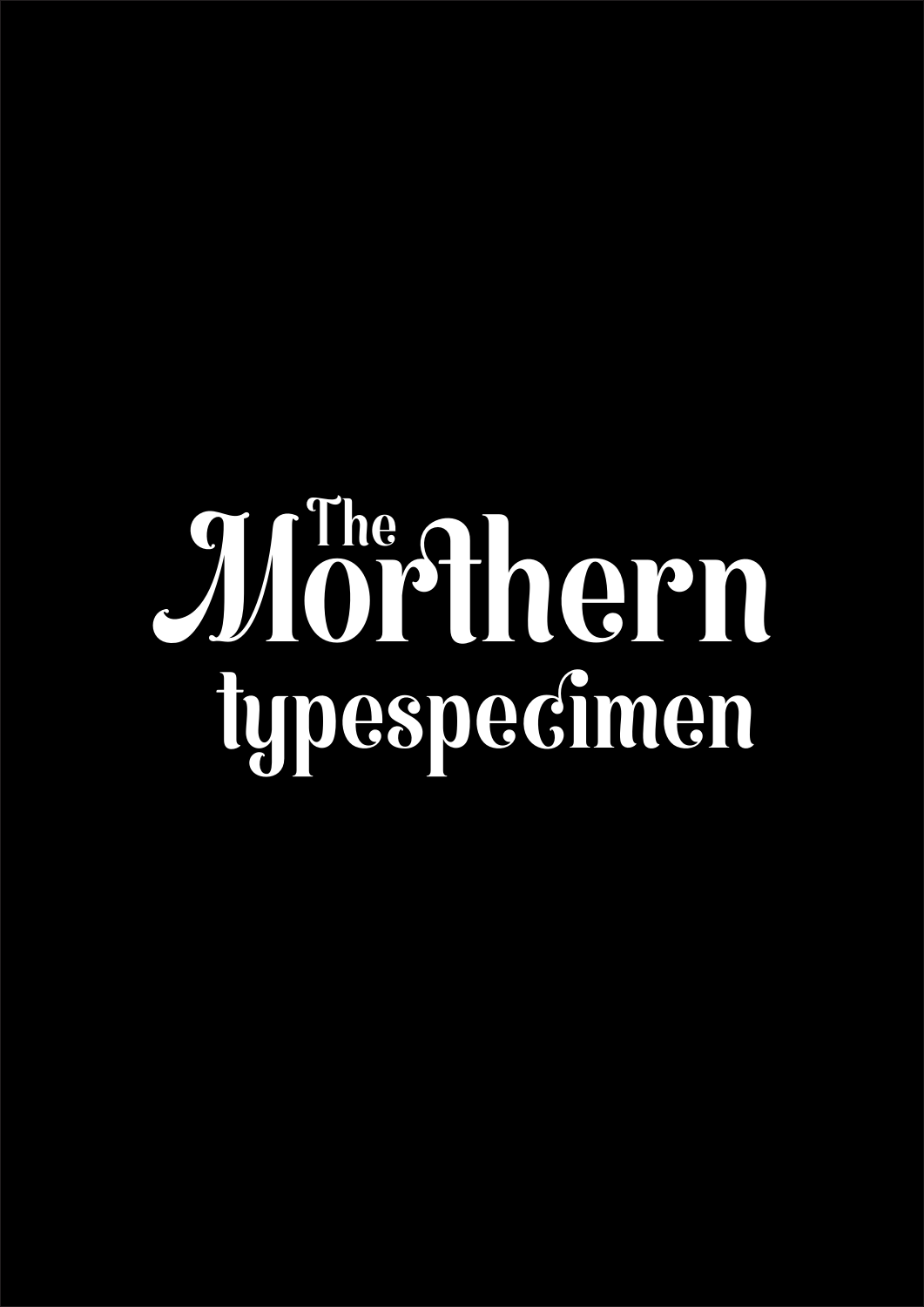# The Morthern typespecimen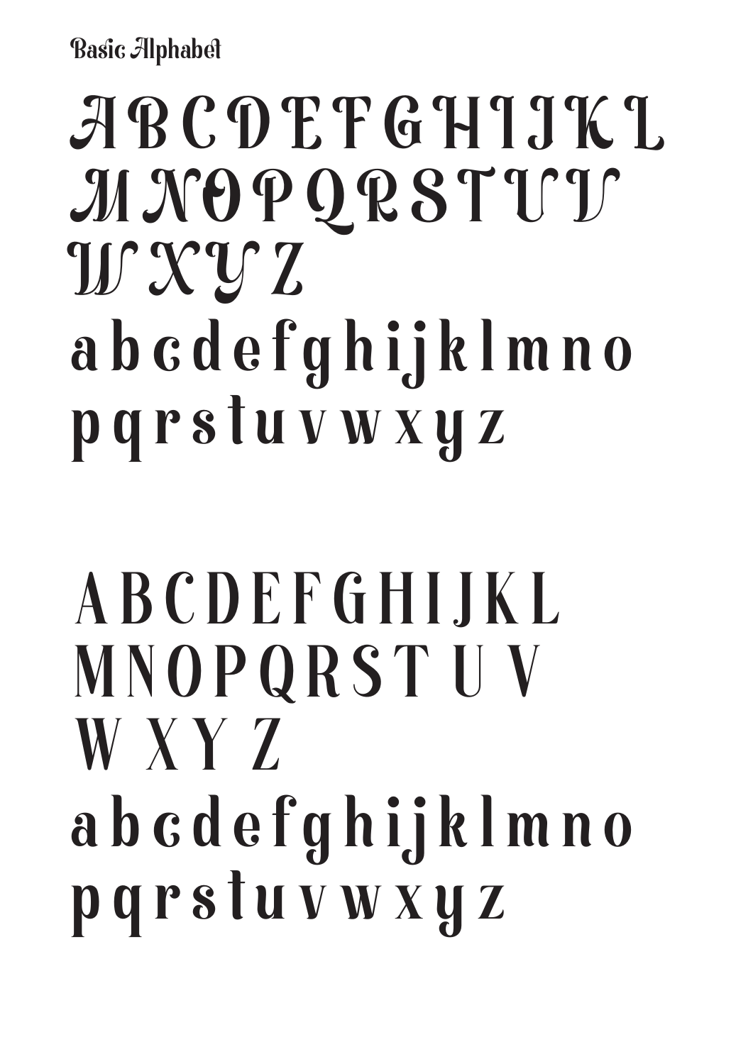Basic Alphabet

A B C D E F G H I J K L
M N O P Q R S T U V
W X Y Z
a b c d e f g h i j k l m n o
p q r s t u v w x y z

A B C D E F G H I J K L
M N O P Q R S T U V
W X Y Z
a b c d e f g h i j k l m n o
p q r s t u v w x y z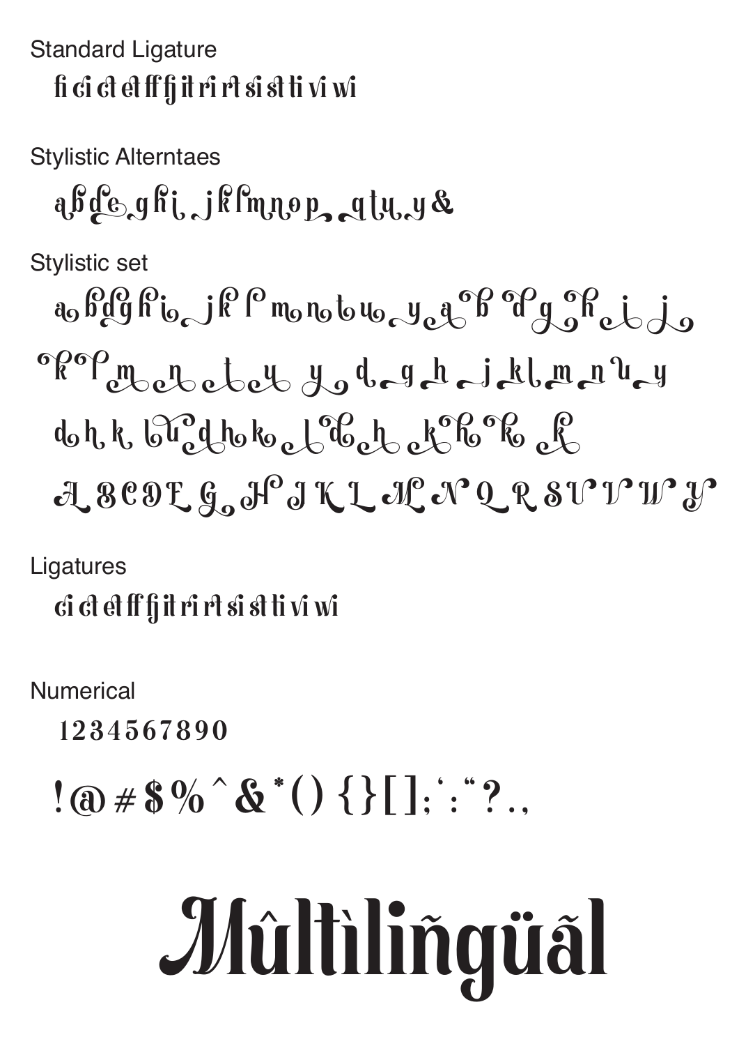Standard Ligature

fi ci ct et ff fj it ri rt si st ti vi wi

Stylistic Alterntaes

a b d e g h i j k l m n o p q t u y &

Stylistic set

a b d g h i j k l m n t u y a b d g h i j

k l m e t u y d g h j k l m n u y

d h k b u d h k l d h k h k k

A B C D E G H J K L M N Q R S U V W Y

Ligatures

ci ct et ff fj it ri rt si st ti vi wi

Numerical

1 2 3 4 5 6 7 8 9 0

! @ # $ % ^ & * ( ) { } [ ] ; ' : " ? . ,

# Mûltìliñgüãl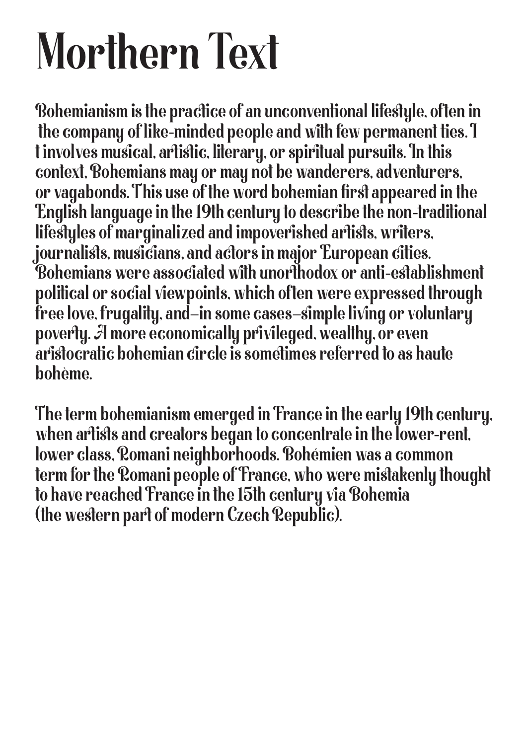# Morthern Text

Bohemianism is the practice of an unconventional lifestyle, often in the company of like-minded people and with few permanent ties. I t involves musical, artistic, literary, or spiritual pursuits. In this context, Bohemians may or may not be wanderers, adventurers, or vagabonds. This use of the word bohemian first appeared in the English language in the 19th century to describe the non-traditional lifestyles of marginalized and impoverished artists, writers, journalists, musicians, and actors in major European cities. Bohemians were associated with unorthodox or anti-establishment political or social viewpoints, which often were expressed through free love, frugality, and—in some cases—simple living or voluntary poverty. A more economically privileged, wealthy, or even aristocratic bohemian circle is sometimes referred to as haute bohème.

The term bohemianism emerged in France in the early 19th century, when artists and creators began to concentrate in the lower-rent, lower class, Romani neighborhoods. Bohémien was a common term for the Romani people of France, who were mistakenly thought to have reached France in the 15th century via Bohemia (the western part of modern Czech Republic).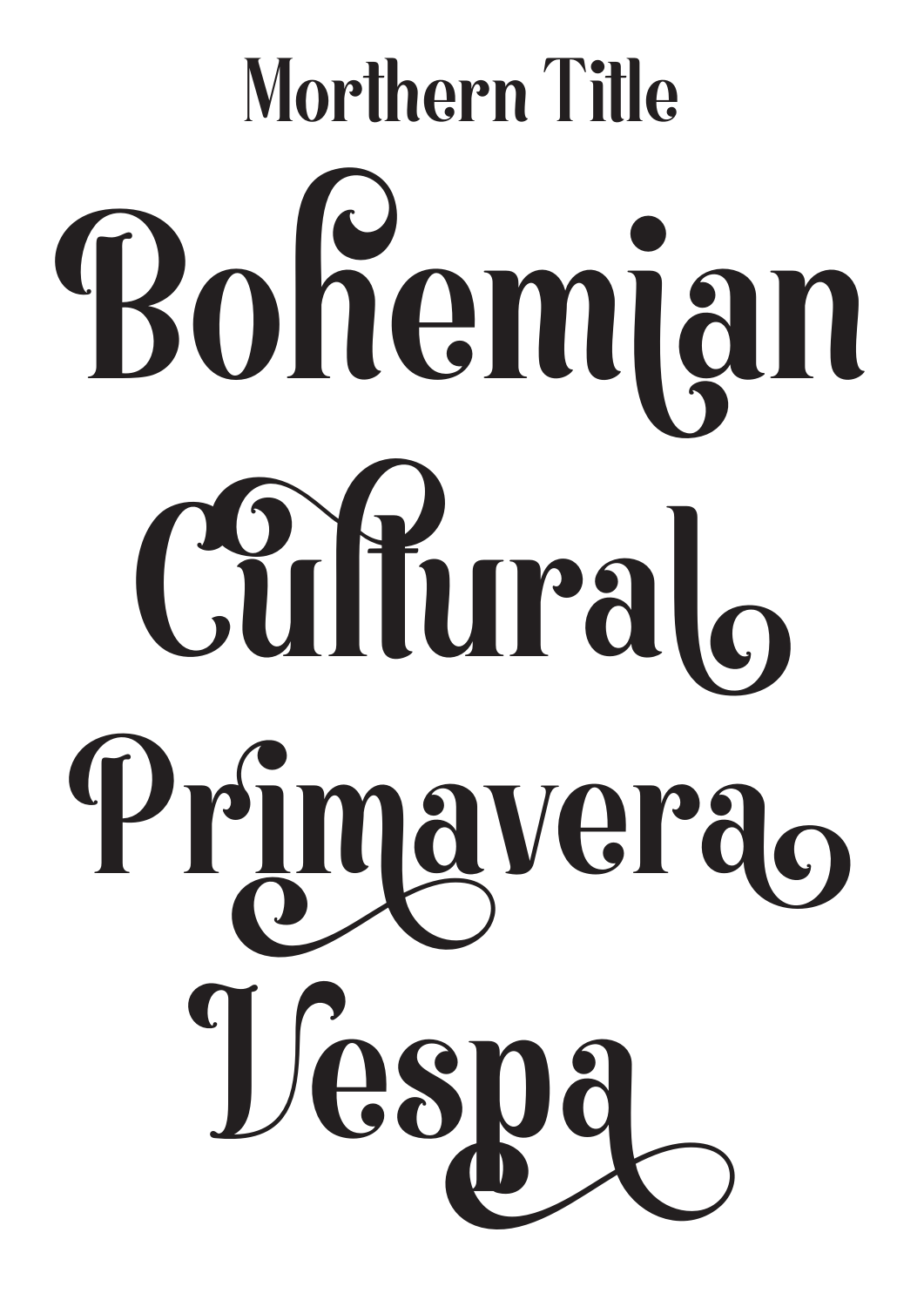# Morthern Title

Bohemian

Cultural

Primavera

Vespa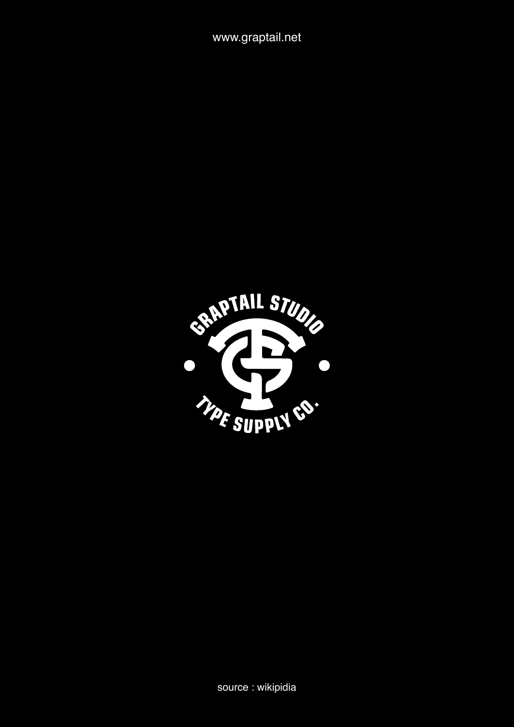www.graptail.net

GRAPTAIL STUDIO

TYPE SUPPLY CO.

source : wikipidia